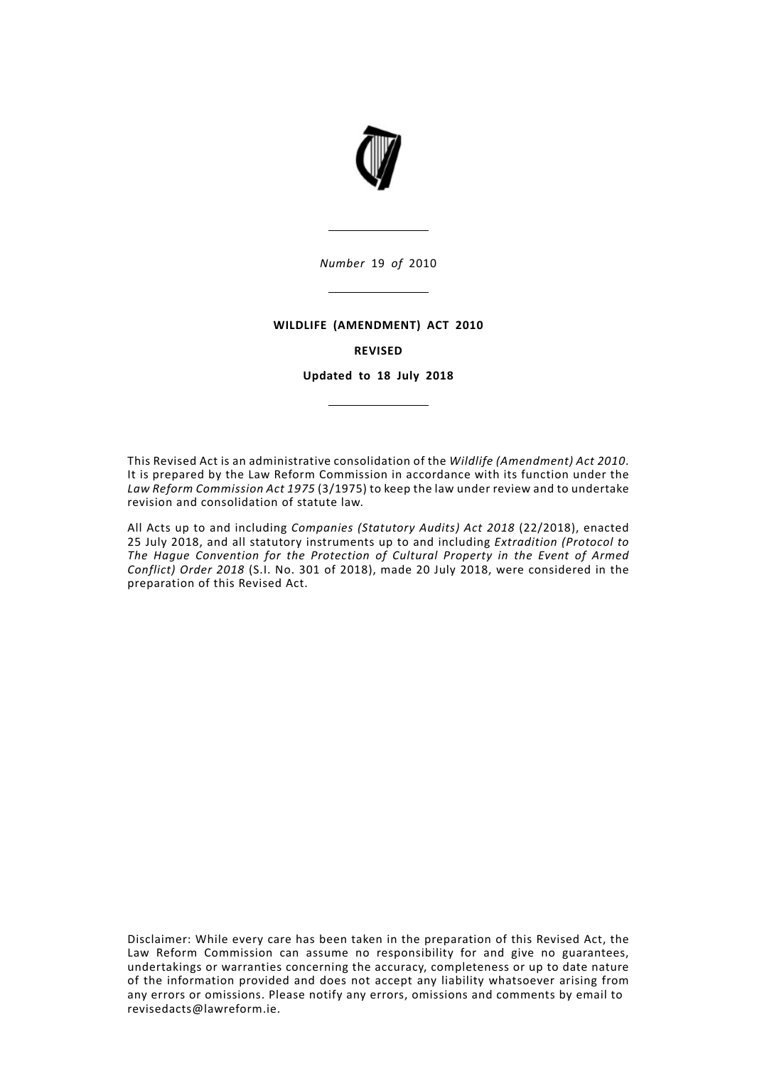*Number* 19 *of* 2010

---

**WILDLIFE (AMENDMENT) ACT 2010**

**REVISED**

**Updated to 18 July 2018**

---

This Revised Act is an administrative consolidation of the *Wildlife (Amendment) Act 2010*. It is prepared by the Law Reform Commission in accordance with its function under the *Law Reform Commission Act 1975* (3/1975) to keep the law under review and to undertake revision and consolidation of statute law.

All Acts up to and including *Companies (Statutory Audits) Act 2018* (22/2018), enacted 25 July 2018, and all statutory instruments up to and including *Extradition (Protocol to The Hague Convention for the Protection of Cultural Property in the Event of Armed Conflict) Order 2018* (S.I. No. 301 of 2018), made 20 July 2018, were considered in the preparation of this Revised Act.

Disclaimer: While every care has been taken in the preparation of this Revised Act, the Law Reform Commission can assume no responsibility for and give no guarantees, undertakings or warranties concerning the accuracy, completeness or up to date nature of the information provided and does not accept any liability whatsoever arising from any errors or omissions. Please notify any errors, omissions and comments by email to revisedacts@lawreform.ie.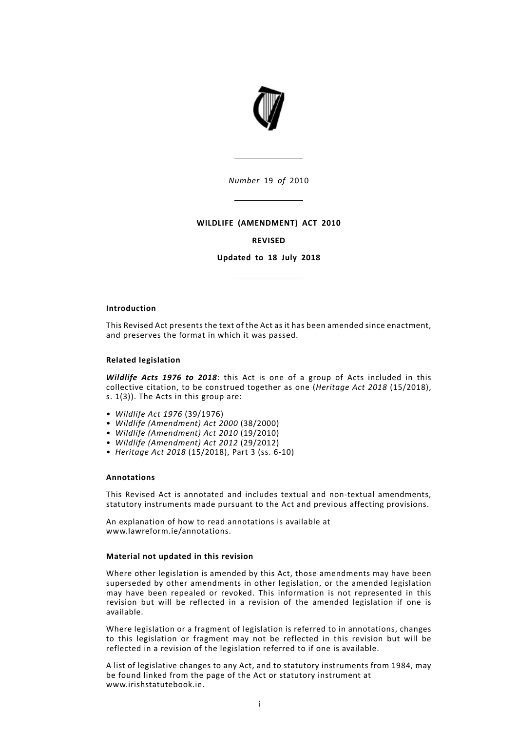*Number* 19 *of* 2010

**WILDLIFE (AMENDMENT) ACT 2010**

**REVISED**

**Updated to 18 July 2018**

**Introduction**

This Revised Act presents the text of the Act as it has been amended since enactment, and preserves the format in which it was passed.

**Related legislation**

***Wildlife Acts 1976 to 2018***: this Act is one of a group of Acts included in this collective citation, to be construed together as one (*Heritage Act 2018* (15/2018), s. 1(3)). The Acts in this group are:

- *Wildlife Act 1976* (39/1976)
- *Wildlife (Amendment) Act 2000* (38/2000)
- *Wildlife (Amendment) Act 2010* (19/2010)
- *Wildlife (Amendment) Act 2012* (29/2012)
- *Heritage Act 2018* (15/2018), Part 3 (ss. 6-10)

**Annotations**

This Revised Act is annotated and includes textual and non-textual amendments, statutory instruments made pursuant to the Act and previous affecting provisions.

An explanation of how to read annotations is available at www.lawreform.ie/annotations.

**Material not updated in this revision**

Where other legislation is amended by this Act, those amendments may have been superseded by other amendments in other legislation, or the amended legislation may have been repealed or revoked. This information is not represented in this revision but will be reflected in a revision of the amended legislation if one is available.

Where legislation or a fragment of legislation is referred to in annotations, changes to this legislation or fragment may not be reflected in this revision but will be reflected in a revision of the legislation referred to if one is available.

A list of legislative changes to any Act, and to statutory instruments from 1984, may be found linked from the page of the Act or statutory instrument at www.irishstatutebook.ie.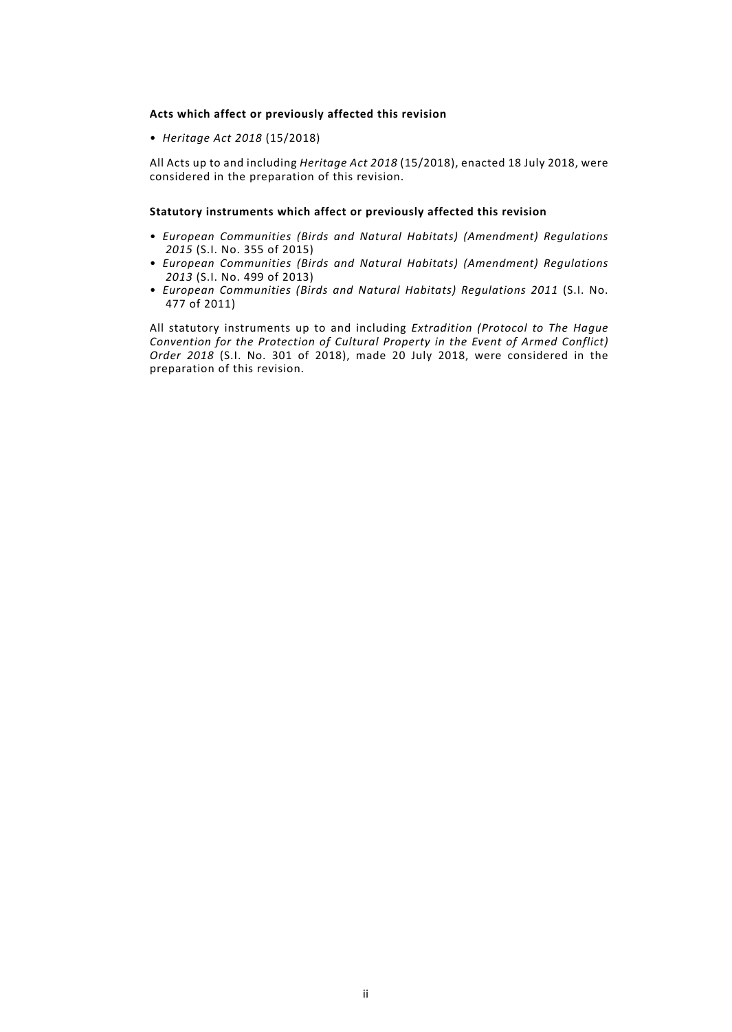**Acts which affect or previously affected this revision**

- *Heritage Act 2018* (15/2018)

All Acts up to and including *Heritage Act 2018* (15/2018), enacted 18 July 2018, were considered in the preparation of this revision.

**Statutory instruments which affect or previously affected this revision**

- *European Communities (Birds and Natural Habitats) (Amendment) Regulations 2015* (S.I. No. 355 of 2015)
- *European Communities (Birds and Natural Habitats) (Amendment) Regulations 2013* (S.I. No. 499 of 2013)
- *European Communities (Birds and Natural Habitats) Regulations 2011* (S.I. No. 477 of 2011)

All statutory instruments up to and including *Extradition (Protocol to The Hague Convention for the Protection of Cultural Property in the Event of Armed Conflict) Order 2018* (S.I. No. 301 of 2018), made 20 July 2018, were considered in the preparation of this revision.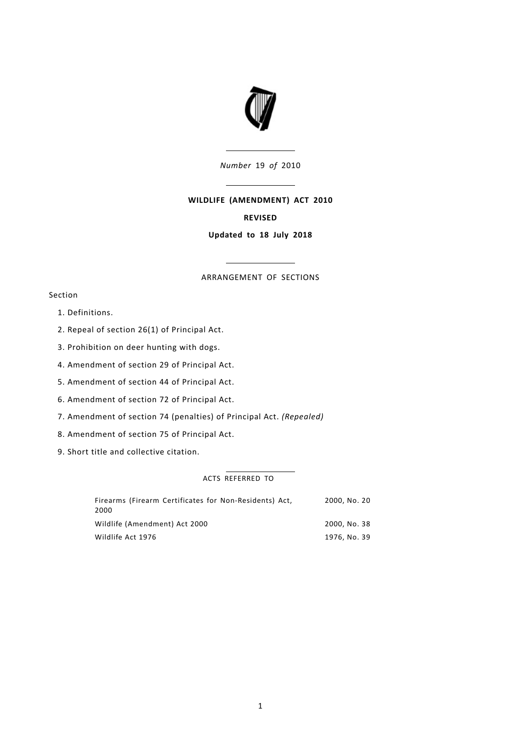*Number* 19 *of* 2010

**WILDLIFE (AMENDMENT) ACT 2010**

**REVISED**

**Updated to 18 July 2018**

ARRANGEMENT OF SECTIONS

Section

1. Definitions.
2. Repeal of section 26(1) of Principal Act.
3. Prohibition on deer hunting with dogs.
4. Amendment of section 29 of Principal Act.
5. Amendment of section 44 of Principal Act.
6. Amendment of section 72 of Principal Act.
7. Amendment of section 74 (penalties) of Principal Act. *(Repealed)*
8. Amendment of section 75 of Principal Act.
9. Short title and collective citation.

ACTS REFERRED TO

| | |
|---|---|
| Firearms (Firearm Certificates for Non-Residents) Act, 2000 | 2000, No. 20 |
| Wildlife (Amendment) Act 2000 | 2000, No. 38 |
| Wildlife Act 1976 | 1976, No. 39 |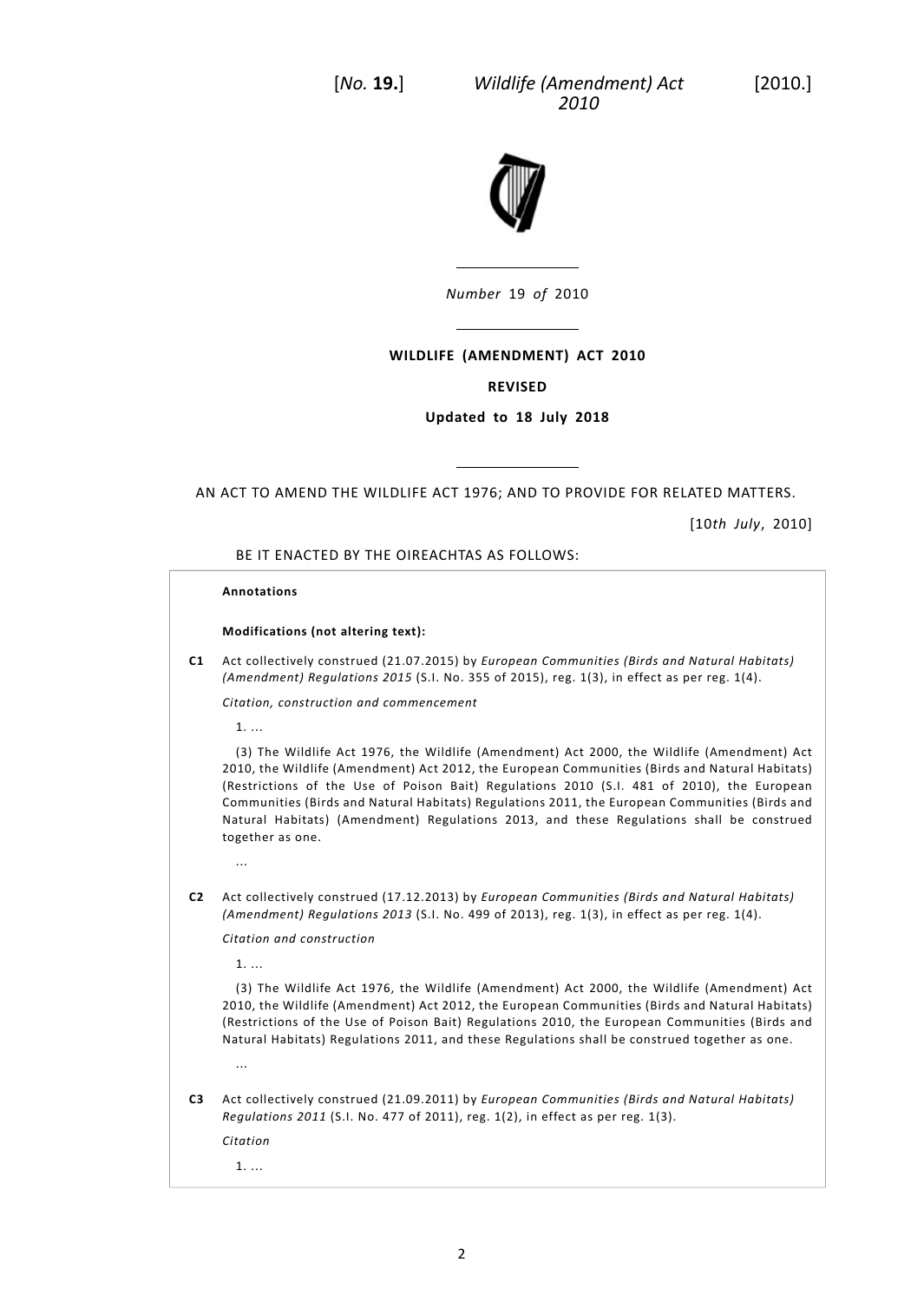*Number* 19 *of* 2010

**WILDLIFE (AMENDMENT) ACT 2010**

**REVISED**

**Updated to 18 July 2018**

AN ACT TO AMEND THE WILDLIFE ACT 1976; AND TO PROVIDE FOR RELATED MATTERS.

[10*th July*, 2010]

BE IT ENACTED BY THE OIREACHTAS AS FOLLOWS:

**Annotations**

**Modifications (not altering text):**

**C1** Act collectively construed (21.07.2015) by *European Communities (Birds and Natural Habitats) (Amendment) Regulations 2015* (S.I. No. 355 of 2015), reg. 1(3), in effect as per reg. 1(4).

*Citation, construction and commencement*

1. ...

(3) The Wildlife Act 1976, the Wildlife (Amendment) Act 2000, the Wildlife (Amendment) Act 2010, the Wildlife (Amendment) Act 2012, the European Communities (Birds and Natural Habitats) (Restrictions of the Use of Poison Bait) Regulations 2010 (S.I. 481 of 2010), the European Communities (Birds and Natural Habitats) Regulations 2011, the European Communities (Birds and Natural Habitats) (Amendment) Regulations 2013, and these Regulations shall be construed together as one.

...

**C2** Act collectively construed (17.12.2013) by *European Communities (Birds and Natural Habitats) (Amendment) Regulations 2013* (S.I. No. 499 of 2013), reg. 1(3), in effect as per reg. 1(4).

*Citation and construction*

1. ...

(3) The Wildlife Act 1976, the Wildlife (Amendment) Act 2000, the Wildlife (Amendment) Act 2010, the Wildlife (Amendment) Act 2012, the European Communities (Birds and Natural Habitats) (Restrictions of the Use of Poison Bait) Regulations 2010, the European Communities (Birds and Natural Habitats) Regulations 2011, and these Regulations shall be construed together as one.

...

**C3** Act collectively construed (21.09.2011) by *European Communities (Birds and Natural Habitats) Regulations 2011* (S.I. No. 477 of 2011), reg. 1(2), in effect as per reg. 1(3).

*Citation*

1. ...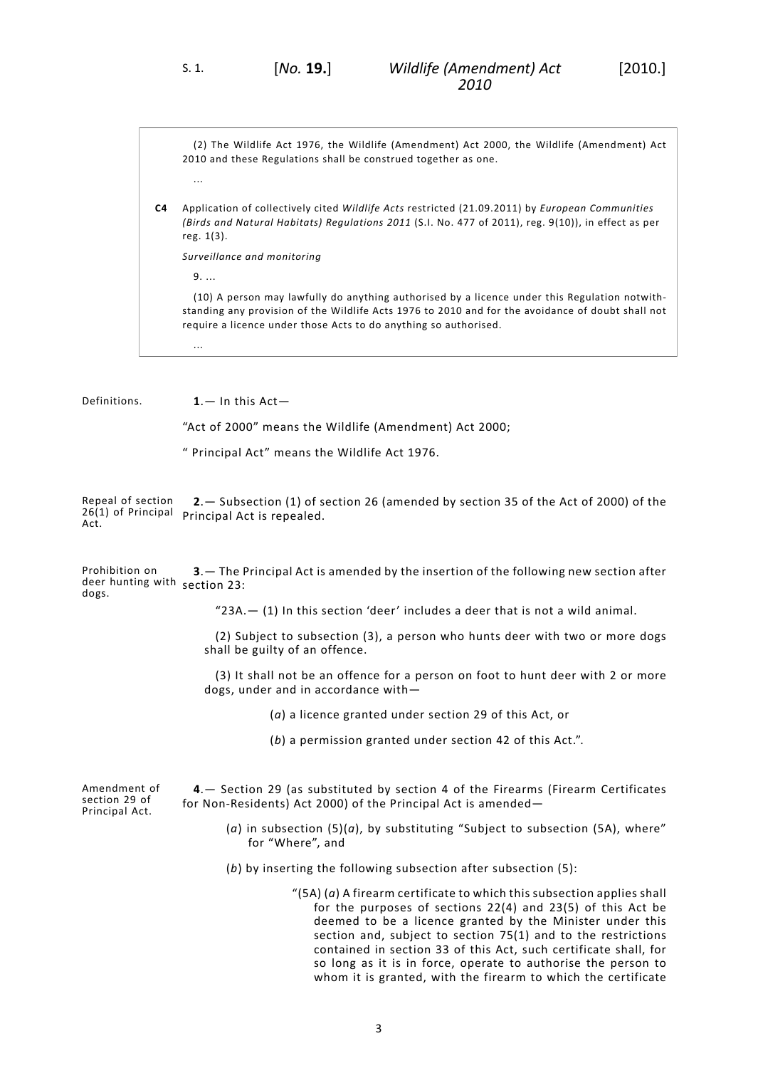(2) The Wildlife Act 1976, the Wildlife (Amendment) Act 2000, the Wildlife (Amendment) Act 2010 and these Regulations shall be construed together as one.

...

**C4** Application of collectively cited *Wildlife Acts* restricted (21.09.2011) by *European Communities (Birds and Natural Habitats) Regulations 2011* (S.I. No. 477 of 2011), reg. 9(10)), in effect as per reg. 1(3).

*Surveillance and monitoring*

9. ...

(10) A person may lawfully do anything authorised by a licence under this Regulation notwithstanding any provision of the Wildlife Acts 1976 to 2010 and for the avoidance of doubt shall not require a licence under those Acts to do anything so authorised.

...

Definitions.

**1**.— In this Act—

"Act of 2000" means the Wildlife (Amendment) Act 2000;

" Principal Act" means the Wildlife Act 1976.

Repeal of section 26(1) of Principal Act.

**2**.— Subsection (1) of section 26 (amended by section 35 of the Act of 2000) of the Principal Act is repealed.

Prohibition on deer hunting with dogs.

**3**.— The Principal Act is amended by the insertion of the following new section after section 23:

"23A.— (1) In this section 'deer' includes a deer that is not a wild animal.

(2) Subject to subsection (3), a person who hunts deer with two or more dogs shall be guilty of an offence.

(3) It shall not be an offence for a person on foot to hunt deer with 2 or more dogs, under and in accordance with—

(*a*) a licence granted under section 29 of this Act, or

(*b*) a permission granted under section 42 of this Act.".

Amendment of section 29 of Principal Act.

**4**.— Section 29 (as substituted by section 4 of the Firearms (Firearm Certificates for Non-Residents) Act 2000) of the Principal Act is amended—

(*a*) in subsection (5)(*a*), by substituting "Subject to subsection (5A), where" for "Where", and

(*b*) by inserting the following subsection after subsection (5):

"(5A) (*a*) A firearm certificate to which this subsection applies shall for the purposes of sections 22(4) and 23(5) of this Act be deemed to be a licence granted by the Minister under this section and, subject to section 75(1) and to the restrictions contained in section 33 of this Act, such certificate shall, for so long as it is in force, operate to authorise the person to whom it is granted, with the firearm to which the certificate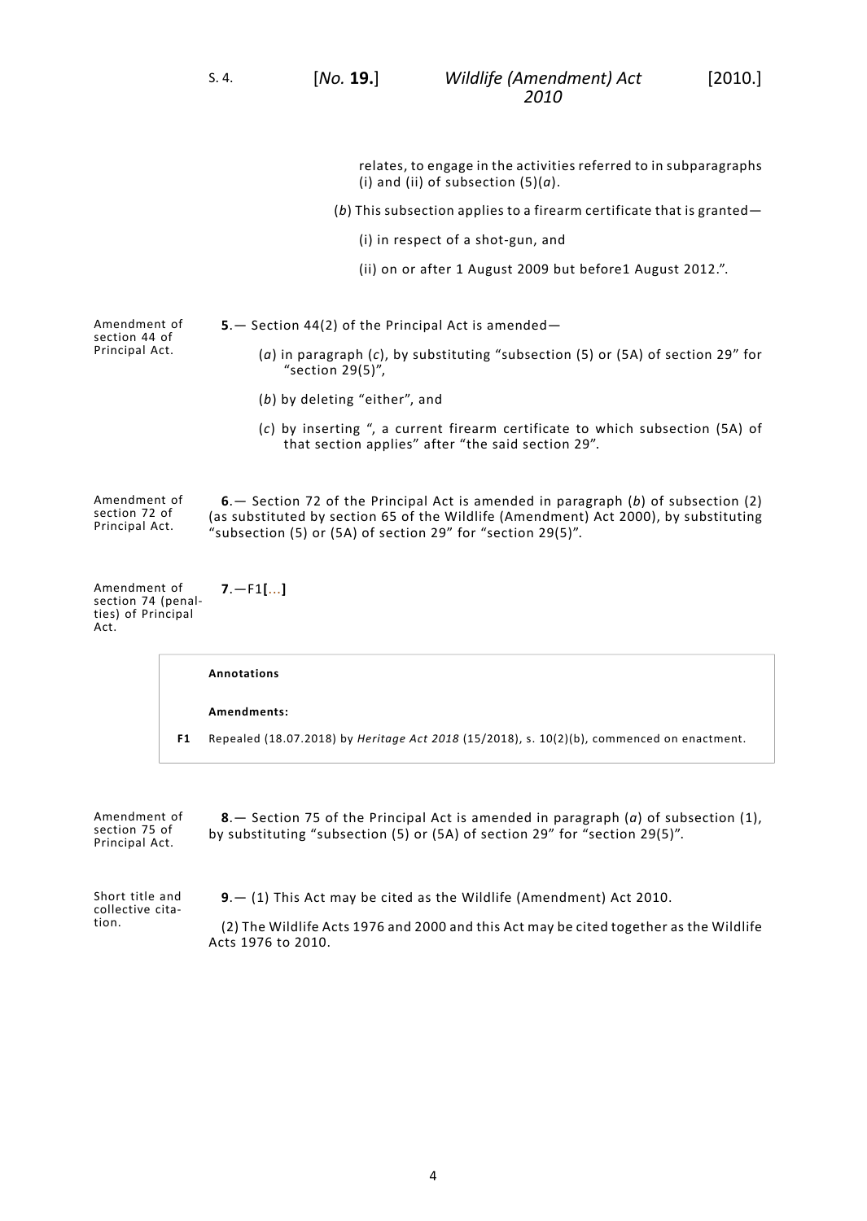relates, to engage in the activities referred to in subparagraphs (i) and (ii) of subsection (5)(*a*).

(*b*) This subsection applies to a firearm certificate that is granted—

(i) in respect of a shot-gun, and

(ii) on or after 1 August 2009 but before1 August 2012.".

Amendment of section 44 of Principal Act.

**5**.— Section 44(2) of the Principal Act is amended—

(*a*) in paragraph (*c*), by substituting "subsection (5) or (5A) of section 29" for "section 29(5)",

(*b*) by deleting "either", and

(*c*) by inserting ", a current firearm certificate to which subsection (5A) of that section applies" after "the said section 29".

Amendment of section 72 of Principal Act.

**6**.— Section 72 of the Principal Act is amended in paragraph (*b*) of subsection (2) (as substituted by section 65 of the Wildlife (Amendment) Act 2000), by substituting "subsection (5) or (5A) of section 29" for "section 29(5)".

Amendment of section 74 (penalties) of Principal Act.

**7**.—F1**[**...**]**

**Annotations**

**Amendments:**

**F1** Repealed (18.07.2018) by *Heritage Act 2018* (15/2018), s. 10(2)(b), commenced on enactment.

Amendment of section 75 of Principal Act.

**8**.— Section 75 of the Principal Act is amended in paragraph (*a*) of subsection (1), by substituting "subsection (5) or (5A) of section 29" for "section 29(5)".

Short title and collective citation.

**9**.— (1) This Act may be cited as the Wildlife (Amendment) Act 2010.

(2) The Wildlife Acts 1976 and 2000 and this Act may be cited together as the Wildlife Acts 1976 to 2010.